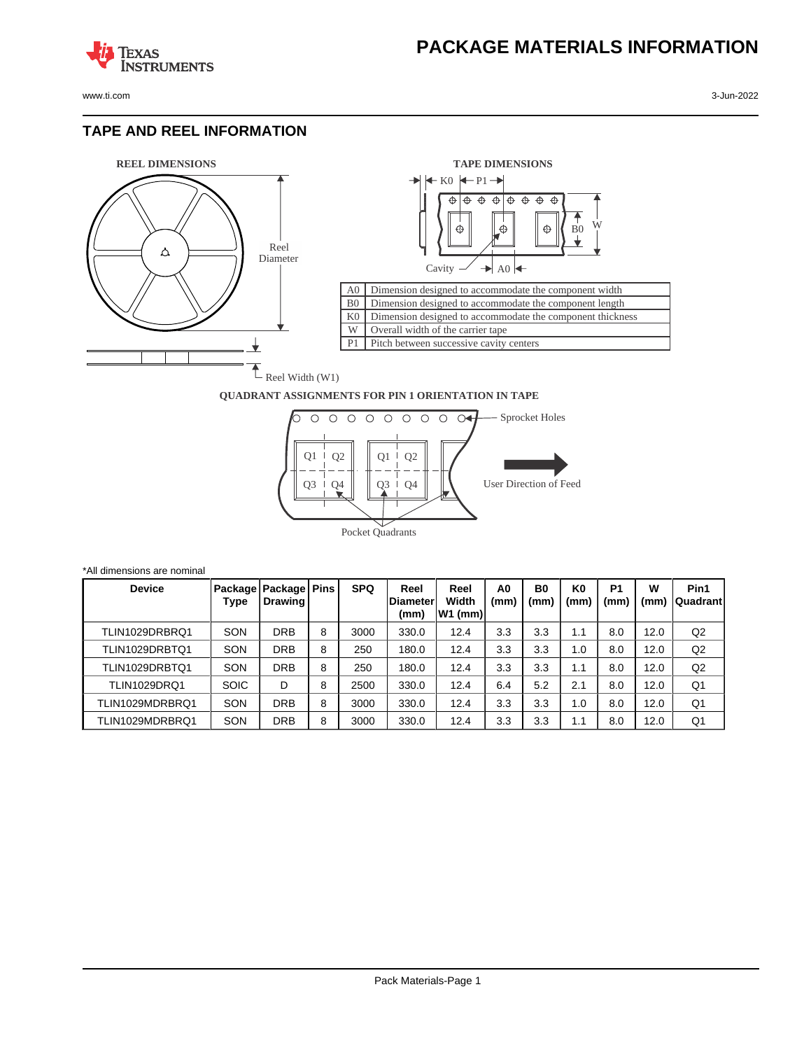# PACKAGE MATERIALS INFORMATION

## TAPE AND REEL INFORMATION

**REEL DIMENSIONS**

Reel Diameter

Reel Width (W1)

**TAPE DIMENSIONS**

K0 P1

B0 W

Cavity A0

| | |
|---|---|
| A0 | Dimension designed to accommodate the component width |
| B0 | Dimension designed to accommodate the component length |
| K0 | Dimension designed to accommodate the component thickness |
| W | Overall width of the carrier tape |
| P1 | Pitch between successive cavity centers |

**QUADRANT ASSIGNMENTS FOR PIN 1 ORIENTATION IN TAPE**

Sprocket Holes

Q1 Q2 Q3 Q4

User Direction of Feed

Pocket Quadrants

*All dimensions are nominal

| Device | Package Type | Package Drawing | Pins | SPQ | Reel Diameter (mm) | Reel Width W1 (mm) | A0 (mm) | B0 (mm) | K0 (mm) | P1 (mm) | W (mm) | Pin1 Quadrant |
|---|---|---|---|---|---|---|---|---|---|---|---|---|
| TLIN1029DRBRQ1 | SON | DRB | 8 | 3000 | 330.0 | 12.4 | 3.3 | 3.3 | 1.1 | 8.0 | 12.0 | Q2 |
| TLIN1029DRBTQ1 | SON | DRB | 8 | 250 | 180.0 | 12.4 | 3.3 | 3.3 | 1.0 | 8.0 | 12.0 | Q2 |
| TLIN1029DRBTQ1 | SON | DRB | 8 | 250 | 180.0 | 12.4 | 3.3 | 3.3 | 1.1 | 8.0 | 12.0 | Q2 |
| TLIN1029DRQ1 | SOIC | D | 8 | 2500 | 330.0 | 12.4 | 6.4 | 5.2 | 2.1 | 8.0 | 12.0 | Q1 |
| TLIN1029MDRBRQ1 | SON | DRB | 8 | 3000 | 330.0 | 12.4 | 3.3 | 3.3 | 1.0 | 8.0 | 12.0 | Q1 |
| TLIN1029MDRBRQ1 | SON | DRB | 8 | 3000 | 330.0 | 12.4 | 3.3 | 3.3 | 1.1 | 8.0 | 12.0 | Q1 |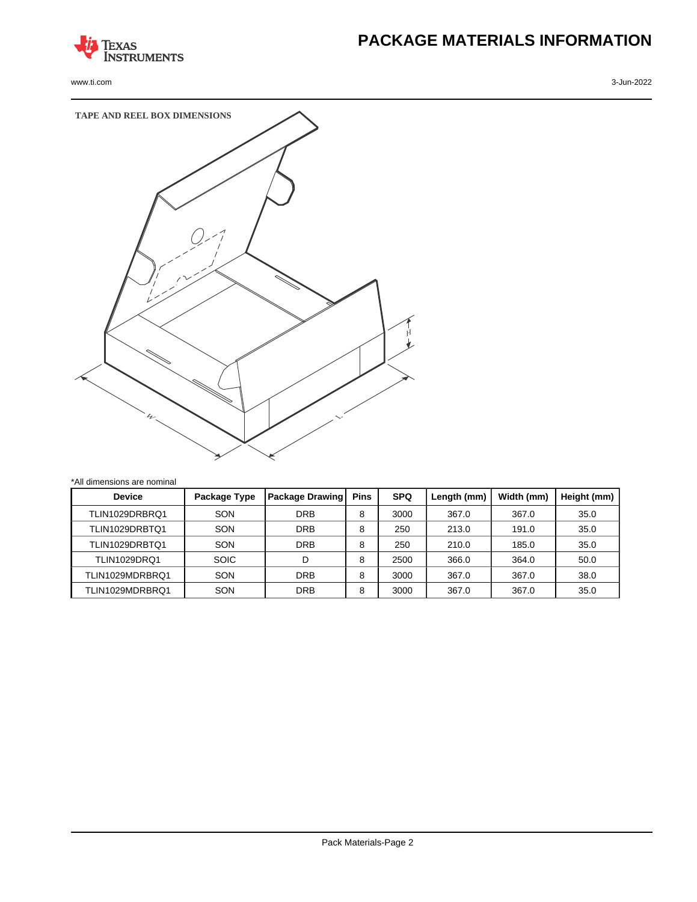## TAPE AND REEL BOX DIMENSIONS

*All dimensions are nominal

| Device | Package Type | Package Drawing | Pins | SPQ | Length (mm) | Width (mm) | Height (mm) |
|---|---|---|---|---|---|---|---|
| TLIN1029DRBRQ1 | SON | DRB | 8 | 3000 | 367.0 | 367.0 | 35.0 |
| TLIN1029DRBTQ1 | SON | DRB | 8 | 250 | 213.0 | 191.0 | 35.0 |
| TLIN1029DRBTQ1 | SON | DRB | 8 | 250 | 210.0 | 185.0 | 35.0 |
| TLIN1029DRQ1 | SOIC | D | 8 | 2500 | 366.0 | 364.0 | 50.0 |
| TLIN1029MDRBRQ1 | SON | DRB | 8 | 3000 | 367.0 | 367.0 | 38.0 |
| TLIN1029MDRBRQ1 | SON | DRB | 8 | 3000 | 367.0 | 367.0 | 35.0 |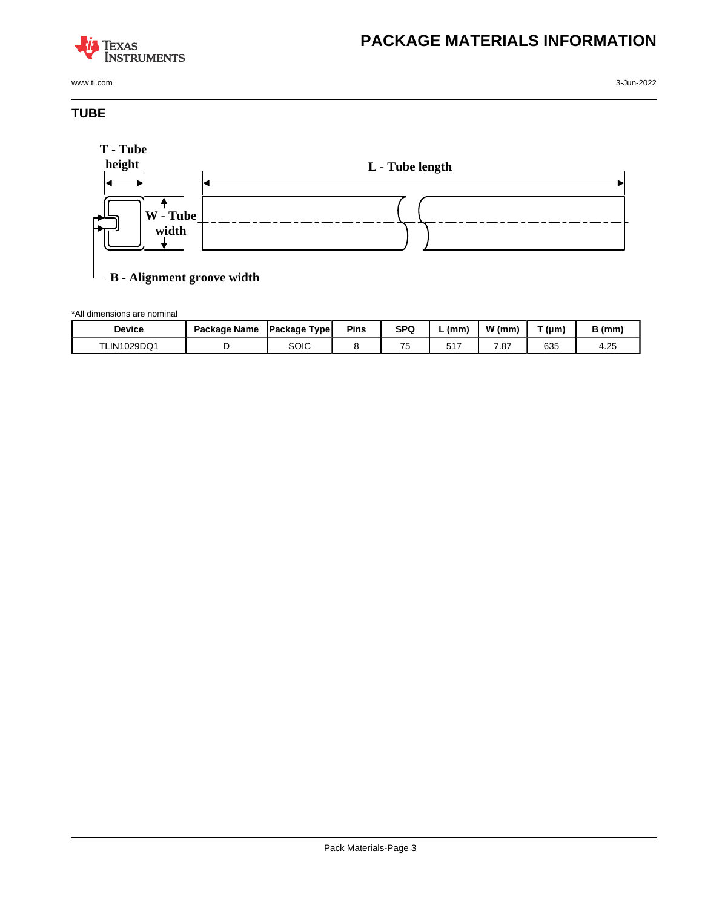## TUBE

T - Tube height

L - Tube length

W - Tube width

B - Alignment groove width

*All dimensions are nominal

| Device | Package Name | Package Type | Pins | SPQ | L (mm) | W (mm) | T (µm) | B (mm) |
|---|---|---|---|---|---|---|---|---|
| TLIN1029DQ1 | D | SOIC | 8 | 75 | 517 | 7.87 | 635 | 4.25 |